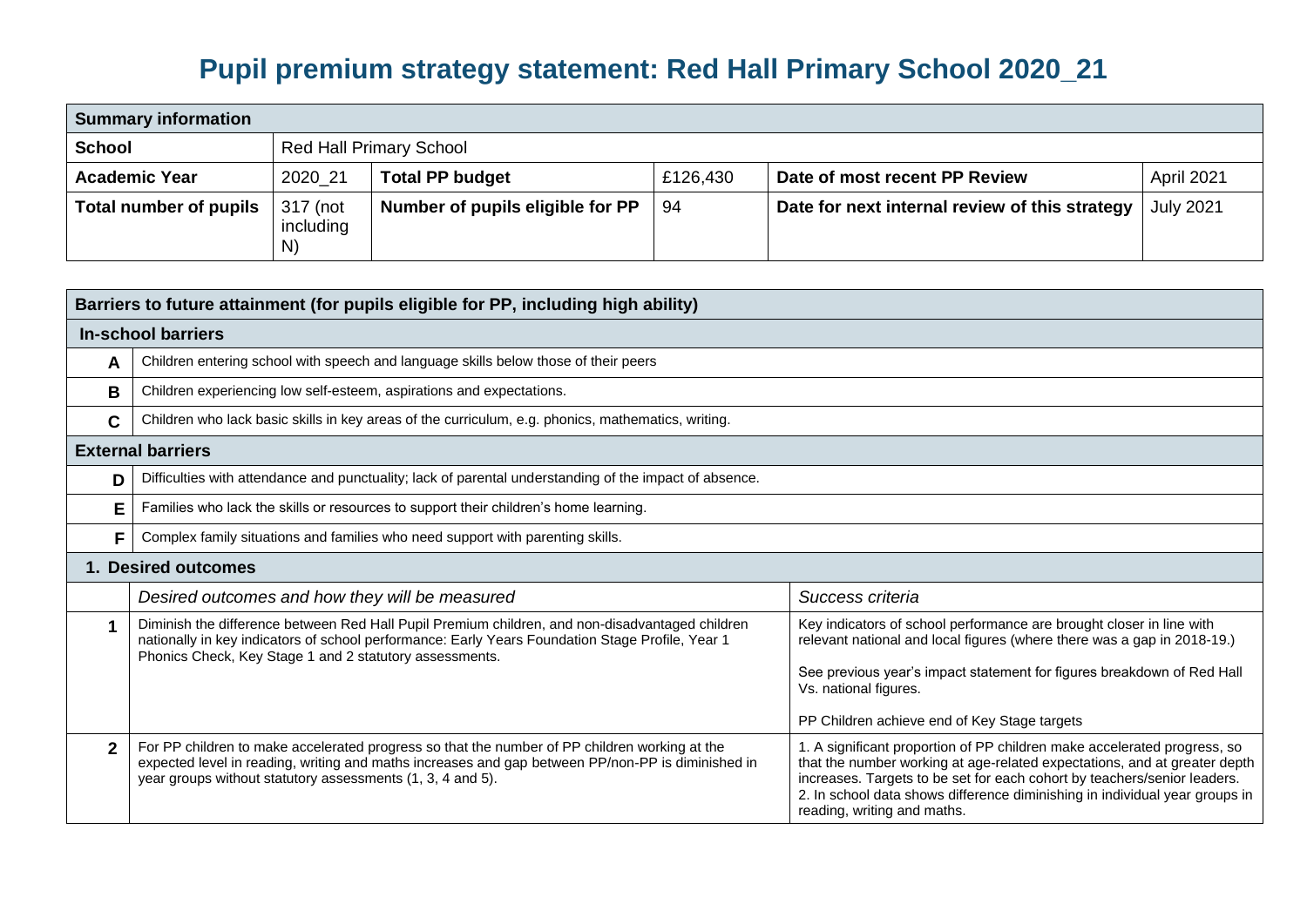# Pupil premium strategy statement: Red Hall Primary School 2020_21

| Summary information | | | | | |
|---|---|---|---|---|---|
| **School** | Red Hall Primary School | | | | |
| **Academic Year** | 2020_21 | **Total PP budget** | £126,430 | **Date of most recent PP Review** | April 2021 |
| **Total number of pupils** | 317 (not including N) | **Number of pupils eligible for PP** | 94 | **Date for next internal review of this strategy** | July 2021 |

| Barriers to future attainment (for pupils eligible for PP, including high ability) | | |
|---|---|---|
| **In-school barriers** | | |
| **A** | Children entering school with speech and language skills below those of their peers | |
| **B** | Children experiencing low self-esteem, aspirations and expectations. | |
| **C** | Children who lack basic skills in key areas of the curriculum, e.g. phonics, mathematics, writing. | |
| **External barriers** | | |
| **D** | Difficulties with attendance and punctuality; lack of parental understanding of the impact of absence. | |
| **E** | Families who lack the skills or resources to support their children's home learning. | |
| **F** | Complex family situations and families who need support with parenting skills. | |
| **1. Desired outcomes** | | |
| | *Desired outcomes and how they will be measured* | *Success criteria* |
| **1** | Diminish the difference between Red Hall Pupil Premium children, and non-disadvantaged children nationally in key indicators of school performance: Early Years Foundation Stage Profile, Year 1 Phonics Check, Key Stage 1 and 2 statutory assessments. | Key indicators of school performance are brought closer in line with relevant national and local figures (where there was a gap in 2018-19.)<br><br>See previous year's impact statement for figures breakdown of Red Hall Vs. national figures.<br><br>PP Children achieve end of Key Stage targets |
| **2** | For PP children to make accelerated progress so that the number of PP children working at the expected level in reading, writing and maths increases and gap between PP/non-PP is diminished in year groups without statutory assessments (1, 3, 4 and 5). | 1. A significant proportion of PP children make accelerated progress, so that the number working at age-related expectations, and at greater depth increases. Targets to be set for each cohort by teachers/senior leaders.<br>2. In school data shows difference diminishing in individual year groups in reading, writing and maths. |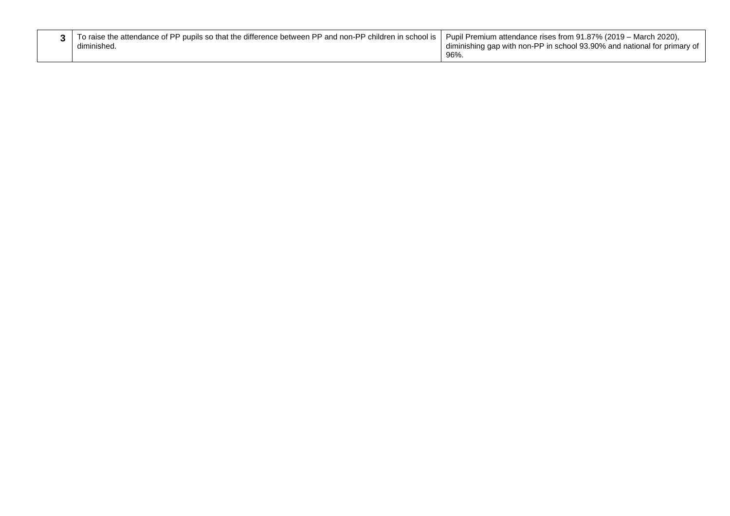| **3** | To raise the attendance of PP pupils so that the difference between PP and non-PP children in school is diminished. | Pupil Premium attendance rises from 91.87% (2019 – March 2020), diminishing gap with non-PP in school 93.90% and national for primary of 96%. |
|---|---|---|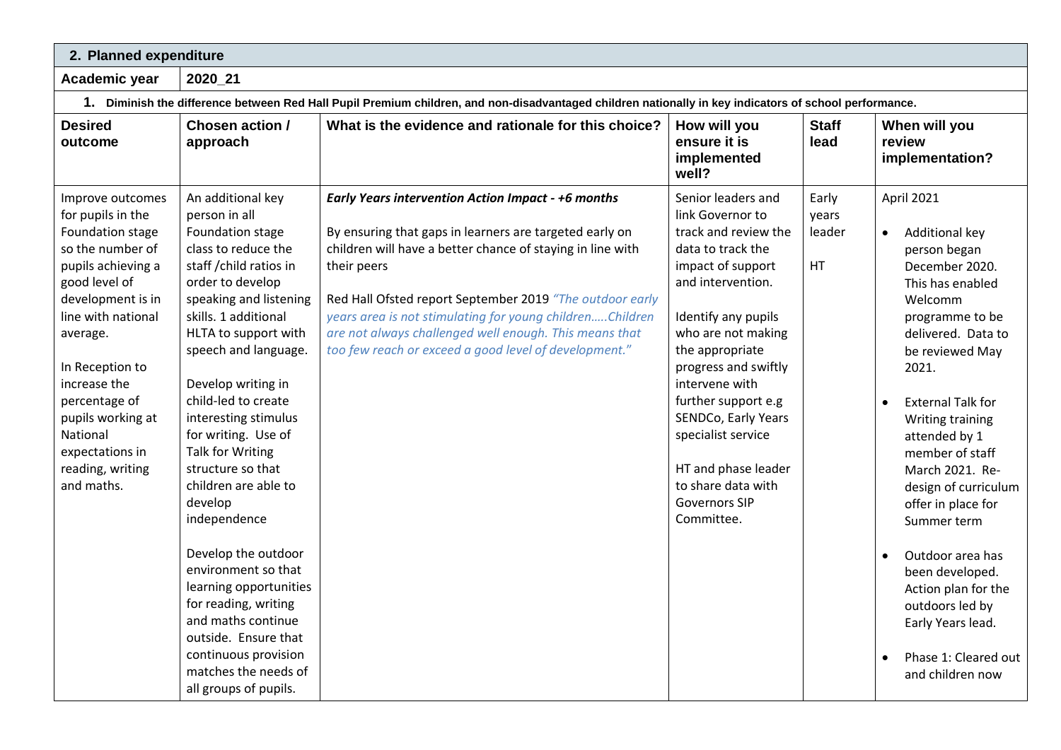## 2. Planned expenditure

| Academic year | 2020_21 |
|---|---|

**1. Diminish the difference between Red Hall Pupil Premium children, and non-disadvantaged children nationally in key indicators of school performance.**

| Desired outcome | Chosen action / approach | What is the evidence and rationale for this choice? | How will you ensure it is implemented well? | Staff lead | When will you review implementation? |
|---|---|---|---|---|---|
| Improve outcomes for pupils in the Foundation stage so the number of pupils achieving a good level of development is in line with national average.<br><br>In Reception to increase the percentage of pupils working at National expectations in reading, writing and maths. | An additional key person in all Foundation stage class to reduce the staff /child ratios in order to develop speaking and listening skills. 1 additional HLTA to support with speech and language.<br><br>Develop writing in child-led to create interesting stimulus for writing. Use of Talk for Writing structure so that children are able to develop independence<br><br>Develop the outdoor environment so that learning opportunities for reading, writing and maths continue outside. Ensure that continuous provision matches the needs of all groups of pupils. | ***Early Years intervention Action Impact - +6 months***<br><br>By ensuring that gaps in learners are targeted early on children will have a better chance of staying in line with their peers<br><br>Red Hall Ofsted report September 2019 *"The outdoor early years area is not stimulating for young children…..Children are not always challenged well enough. This means that too few reach or exceed a good level of development."* | Senior leaders and link Governor to track and review the data to track the impact of support and intervention.<br><br>Identify any pupils who are not making the appropriate progress and swiftly intervene with further support e.g SENDCo, Early Years specialist service<br><br>HT and phase leader to share data with Governors SIP Committee. | Early years leader<br><br>HT | April 2021<br><br>• Additional key person began December 2020. This has enabled Welcomm programme to be delivered. Data to be reviewed May 2021.<br><br>• External Talk for Writing training attended by 1 member of staff March 2021. Re-design of curriculum offer in place for Summer term<br><br>• Outdoor area has been developed. Action plan for the outdoors led by Early Years lead.<br><br>• Phase 1: Cleared out and children now |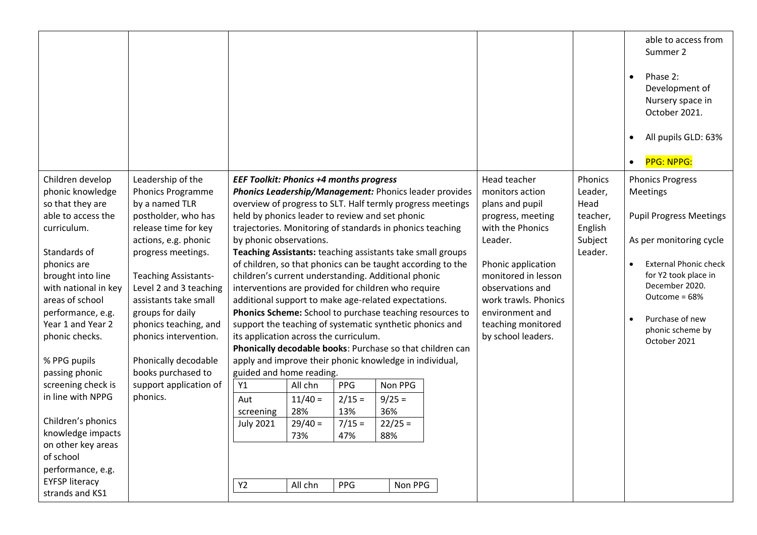| | | | | | |
|---|---|---|---|---|---|
| | | | | | able to access from Summer 2<br><br>• Phase 2: Development of Nursery space in October 2021.<br><br>• All pupils GLD: 63%<br><br>• PPG: NPPG: |
| Children develop phonic knowledge so that they are able to access the curriculum.<br><br>Standards of phonics are brought into line with national in key areas of school performance, e.g. Year 1 and Year 2 phonic checks.<br><br>% PPG pupils passing phonic screening check is in line with NPPG<br><br>Children's phonics knowledge impacts on other key areas of school performance, e.g. EYFSP literacy strands and KS1 | Leadership of the Phonics Programme by a named TLR postholder, who has release time for key actions, e.g. phonic progress meetings.<br><br>Teaching Assistants- Level 2 and 3 teaching assistants take small groups for daily phonics teaching, and phonics intervention.<br><br>Phonically decodable books purchased to support application of phonics. | ***EEF Toolkit: Phonics +4 months progress***<br>***Phonics Leadership/Management:*** Phonics leader provides overview of progress to SLT. Half termly progress meetings held by phonics leader to review and set phonic trajectories. Monitoring of standards in phonics teaching by phonic observations.<br>**Teaching Assistants:** teaching assistants take small groups of children, so that phonics can be taught according to the children's current understanding. Additional phonic interventions are provided for children who require additional support to make age-related expectations.<br>**Phonics Scheme:** School to purchase teaching resources to support the teaching of systematic synthetic phonics and its application across the curriculum.<br>**Phonically decodable books**: Purchase so that children can apply and improve their phonic knowledge in individual, guided and home reading.<br><br>Y1 \| All chn \| PPG \| Non PPG<br>Aut screening \| 11/40 = 28% \| 2/15 = 13% \| 9/25 = 36%<br>July 2021 \| 29/40 = 73% \| 7/15 = 47% \| 22/25 = 88%<br><br>Y2 \| All chn \| PPG \| Non PPG | Head teacher monitors action plans and pupil progress, meeting with the Phonics Leader.<br><br>Phonic application monitored in lesson observations and work trawls. Phonics environment and teaching monitored by school leaders. | Phonics Leader, Head teacher, English Subject Leader. | Phonics Progress Meetings<br><br>Pupil Progress Meetings<br><br>As per monitoring cycle<br><br>• External Phonic check for Y2 took place in December 2020. Outcome = 68%<br><br>• Purchase of new phonic scheme by October 2021 |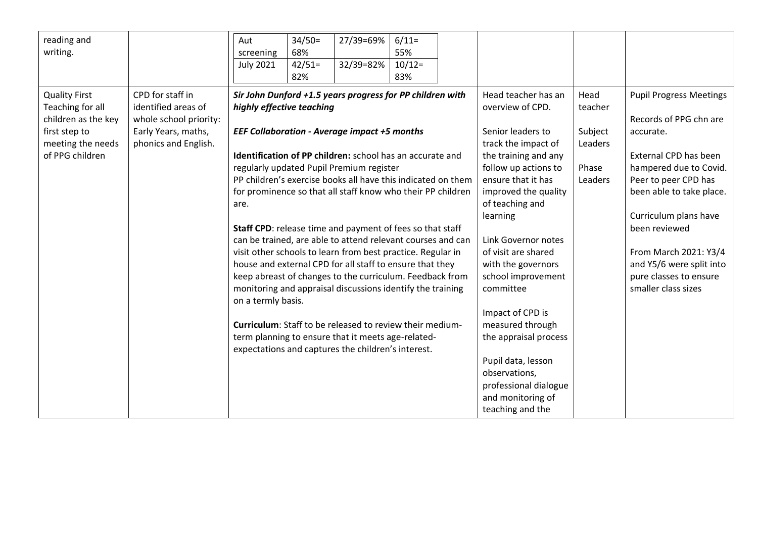| reading and writing. | | <table><tr><td>Aut screening</td><td>34/50= 68%</td><td>27/39=69%</td><td>6/11= 55%</td></tr><tr><td>July 2021</td><td>42/51= 82%</td><td>32/39=82%</td><td>10/12= 83%</td></tr></table> | | | |
|---|---|---|---|---|---|
| Quality First Teaching for all children as the key first step to meeting the needs of PPG children | CPD for staff in identified areas of whole school priority: Early Years, maths, phonics and English. | ***Sir John Dunford +1.5 years progress for PP children with highly effective teaching***<br><br>***EEF Collaboration - Average impact +5 months***<br><br>**Identification of PP children:** school has an accurate and regularly updated Pupil Premium register<br>PP children's exercise books all have this indicated on them for prominence so that all staff know who their PP children are.<br><br>**Staff CPD**: release time and payment of fees so that staff can be trained, are able to attend relevant courses and can visit other schools to learn from best practice. Regular in house and external CPD for all staff to ensure that they keep abreast of changes to the curriculum. Feedback from monitoring and appraisal discussions identify the training on a termly basis.<br><br>**Curriculum**: Staff to be released to review their medium-term planning to ensure that it meets age-related-expectations and captures the children's interest. | Head teacher has an overview of CPD.<br><br>Senior leaders to track the impact of the training and any follow up actions to ensure that it has improved the quality of teaching and learning<br><br>Link Governor notes of visit are shared with the governors school improvement committee<br><br>Impact of CPD is measured through the appraisal process<br><br>Pupil data, lesson observations, professional dialogue and monitoring of teaching and the | Head teacher<br><br>Subject Leaders<br><br>Phase Leaders | Pupil Progress Meetings<br><br>Records of PPG chn are accurate.<br><br>External CPD has been hampered due to Covid. Peer to peer CPD has been able to take place.<br><br>Curriculum plans have been reviewed<br><br>From March 2021: Y3/4 and Y5/6 were split into pure classes to ensure smaller class sizes |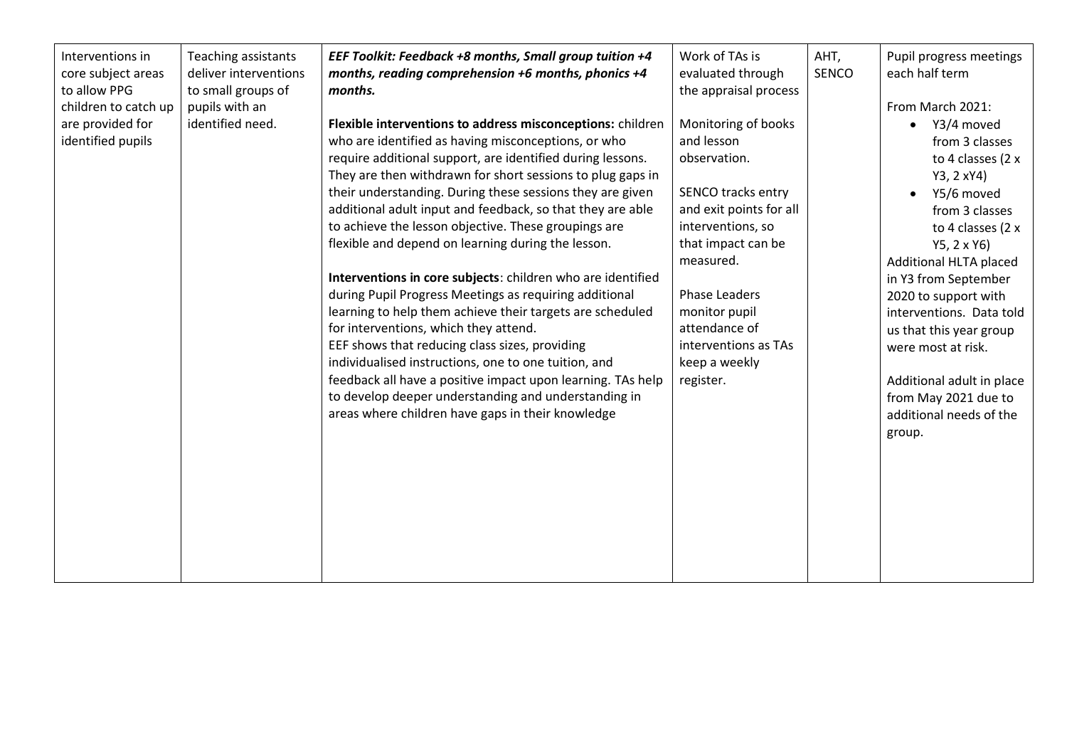| Interventions in core subject areas to allow PPG children to catch up are provided for identified pupils | Teaching assistants deliver interventions to small groups of pupils with an identified need. | ***EEF Toolkit: Feedback +8 months, Small group tuition +4 months, reading comprehension +6 months, phonics +4 months.***<br><br>**Flexible interventions to address misconceptions:** children who are identified as having misconceptions, or who require additional support, are identified during lessons. They are then withdrawn for short sessions to plug gaps in their understanding. During these sessions they are given additional adult input and feedback, so that they are able to achieve the lesson objective. These groupings are flexible and depend on learning during the lesson.<br><br>**Interventions in core subjects**: children who are identified during Pupil Progress Meetings as requiring additional learning to help them achieve their targets are scheduled for interventions, which they attend.<br>EEF shows that reducing class sizes, providing individualised instructions, one to one tuition, and feedback all have a positive impact upon learning. TAs help to develop deeper understanding and understanding in areas where children have gaps in their knowledge | Work of TAs is evaluated through the appraisal process<br><br>Monitoring of books and lesson observation.<br><br>SENCO tracks entry and exit points for all interventions, so that impact can be measured.<br><br>Phase Leaders monitor pupil attendance of interventions as TAs keep a weekly register. | AHT, SENCO | Pupil progress meetings each half term<br><br>From March 2021:<br>• Y3/4 moved from 3 classes to 4 classes (2 x Y3, 2 xY4)<br>• Y5/6 moved from 3 classes to 4 classes (2 x Y5, 2 x Y6)<br>Additional HLTA placed in Y3 from September 2020 to support with interventions. Data told us that this year group were most at risk.<br><br>Additional adult in place from May 2021 due to additional needs of the group. |
|---|---|---|---|---|---|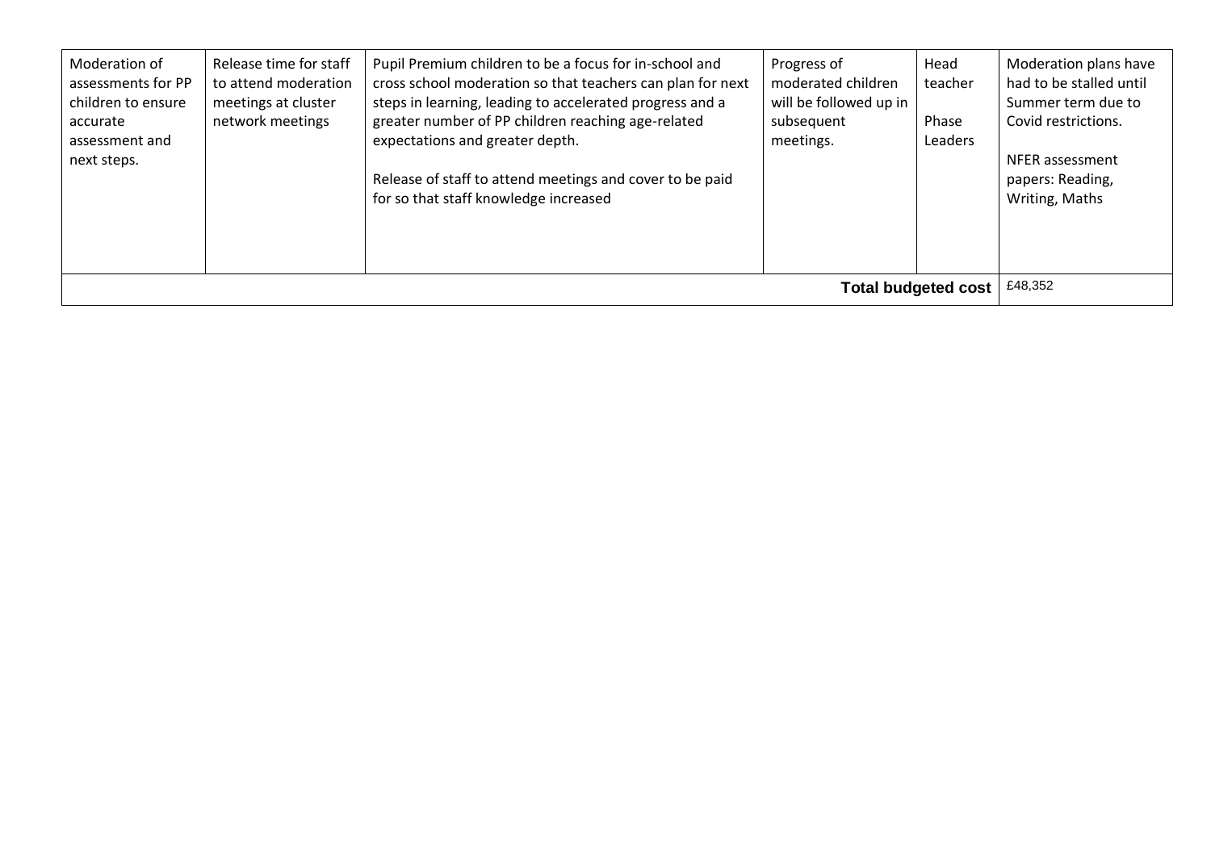| | | | | | |
|---|---|---|---|---|---|
| Moderation of assessments for PP children to ensure accurate assessment and next steps. | Release time for staff to attend moderation meetings at cluster network meetings | Pupil Premium children to be a focus for in-school and cross school moderation so that teachers can plan for next steps in learning, leading to accelerated progress and a greater number of PP children reaching age-related expectations and greater depth.<br><br>Release of staff to attend meetings and cover to be paid for so that staff knowledge increased | Progress of moderated children will be followed up in subsequent meetings. | Head teacher<br><br>Phase Leaders | Moderation plans have had to be stalled until Summer term due to Covid restrictions.<br><br>NFER assessment papers: Reading, Writing, Maths |
| | | | | **Total budgeted cost** | £48,352 |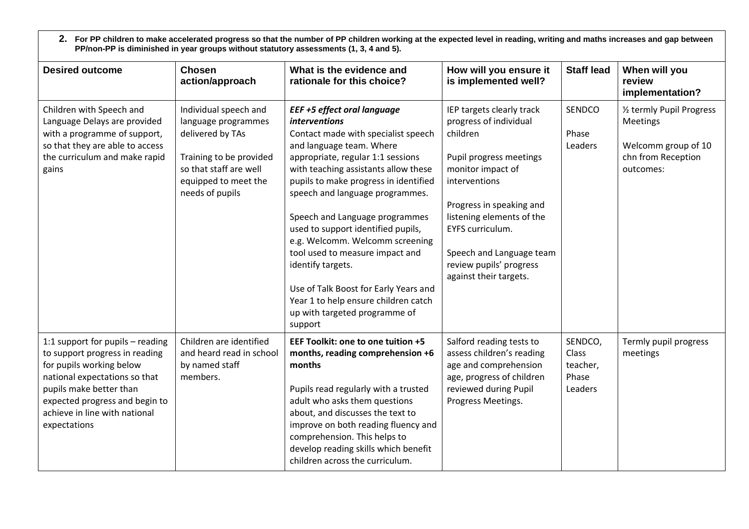**2. For PP children to make accelerated progress so that the number of PP children working at the expected level in reading, writing and maths increases and gap between PP/non-PP is diminished in year groups without statutory assessments (1, 3, 4 and 5).**

| Desired outcome | Chosen action/approach | What is the evidence and rationale for this choice? | How will you ensure it is implemented well? | Staff lead | When will you review implementation? |
|---|---|---|---|---|---|
| Children with Speech and Language Delays are provided with a programme of support, so that they are able to access the curriculum and make rapid gains | Individual speech and language programmes delivered by TAs<br><br>Training to be provided so that staff are well equipped to meet the needs of pupils | ***EEF +5 effect oral language interventions***<br>Contact made with specialist speech and language team. Where appropriate, regular 1:1 sessions with teaching assistants allow these pupils to make progress in identified speech and language programmes.<br><br>Speech and Language programmes used to support identified pupils, e.g. Welcomm. Welcomm screening tool used to measure impact and identify targets.<br><br>Use of Talk Boost for Early Years and Year 1 to help ensure children catch up with targeted programme of support | IEP targets clearly track progress of individual children<br><br>Pupil progress meetings monitor impact of interventions<br><br>Progress in speaking and listening elements of the EYFS curriculum.<br><br>Speech and Language team review pupils' progress against their targets. | SENDCO<br><br>Phase Leaders | ½ termly Pupil Progress Meetings<br><br>Welcomm group of 10 chn from Reception outcomes: |
| 1:1 support for pupils – reading to support progress in reading for pupils working below national expectations so that pupils make better than expected progress and begin to achieve in line with national expectations | Children are identified and heard read in school by named staff members. | **EEF Toolkit: one to one tuition +5 months, reading comprehension +6 months**<br><br>Pupils read regularly with a trusted adult who asks them questions about, and discusses the text to improve on both reading fluency and comprehension. This helps to develop reading skills which benefit children across the curriculum. | Salford reading tests to assess children's reading age and comprehension age, progress of children reviewed during Pupil Progress Meetings. | SENDCO, Class teacher, Phase Leaders | Termly pupil progress meetings |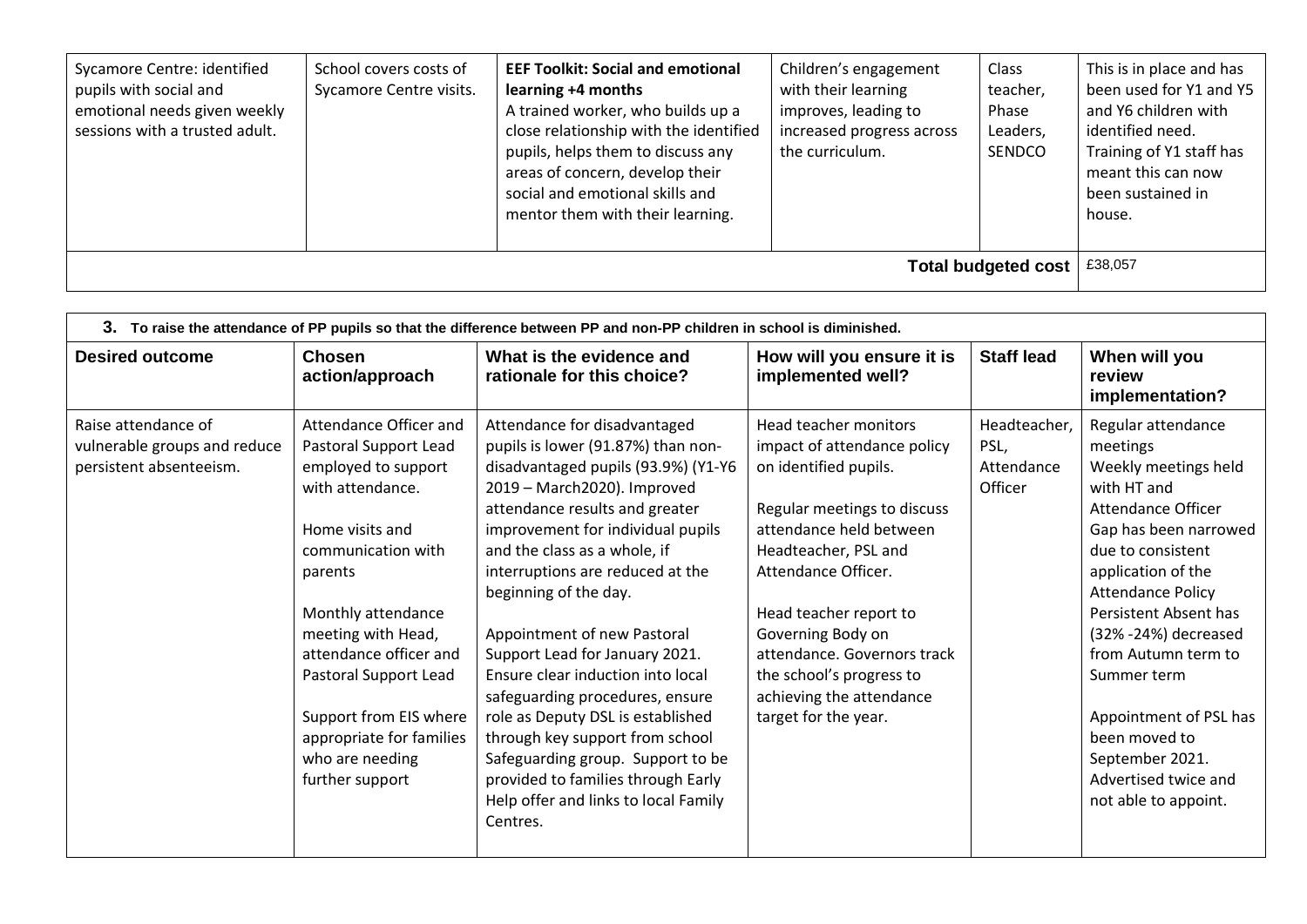| | | | | | |
|---|---|---|---|---|---|
| Sycamore Centre: identified pupils with social and emotional needs given weekly sessions with a trusted adult. | School covers costs of Sycamore Centre visits. | **EEF Toolkit: Social and emotional learning +4 months**<br>A trained worker, who builds up a close relationship with the identified pupils, helps them to discuss any areas of concern, develop their social and emotional skills and mentor them with their learning. | Children's engagement with their learning improves, leading to increased progress across the curriculum. | Class teacher, Phase Leaders, SENDCO | This is in place and has been used for Y1 and Y5 and Y6 children with identified need. Training of Y1 staff has meant this can now been sustained in house. |
| | | | | **Total budgeted cost** | £38,057 |

| **3. To raise the attendance of PP pupils so that the difference between PP and non-PP children in school is diminished.** | | | | | |
|---|---|---|---|---|---|
| **Desired outcome** | **Chosen action/approach** | **What is the evidence and rationale for this choice?** | **How will you ensure it is implemented well?** | **Staff lead** | **When will you review implementation?** |
| Raise attendance of vulnerable groups and reduce persistent absenteeism. | Attendance Officer and Pastoral Support Lead employed to support with attendance.<br><br>Home visits and communication with parents<br><br>Monthly attendance meeting with Head, attendance officer and Pastoral Support Lead<br><br>Support from EIS where appropriate for families who are needing further support | Attendance for disadvantaged pupils is lower (91.87%) than non-disadvantaged pupils (93.9%) (Y1-Y6 2019 – March2020). Improved attendance results and greater improvement for individual pupils and the class as a whole, if interruptions are reduced at the beginning of the day.<br><br>Appointment of new Pastoral Support Lead for January 2021. Ensure clear induction into local safeguarding procedures, ensure role as Deputy DSL is established through key support from school Safeguarding group. Support to be provided to families through Early Help offer and links to local Family Centres. | Head teacher monitors impact of attendance policy on identified pupils.<br><br>Regular meetings to discuss attendance held between Headteacher, PSL and Attendance Officer.<br><br>Head teacher report to Governing Body on attendance. Governors track the school's progress to achieving the attendance target for the year. | Headteacher, PSL, Attendance Officer | Regular attendance meetings<br>Weekly meetings held with HT and Attendance Officer<br>Gap has been narrowed due to consistent application of the Attendance Policy<br>Persistent Absent has (32% -24%) decreased from Autumn term to Summer term<br><br>Appointment of PSL has been moved to September 2021. Advertised twice and not able to appoint. |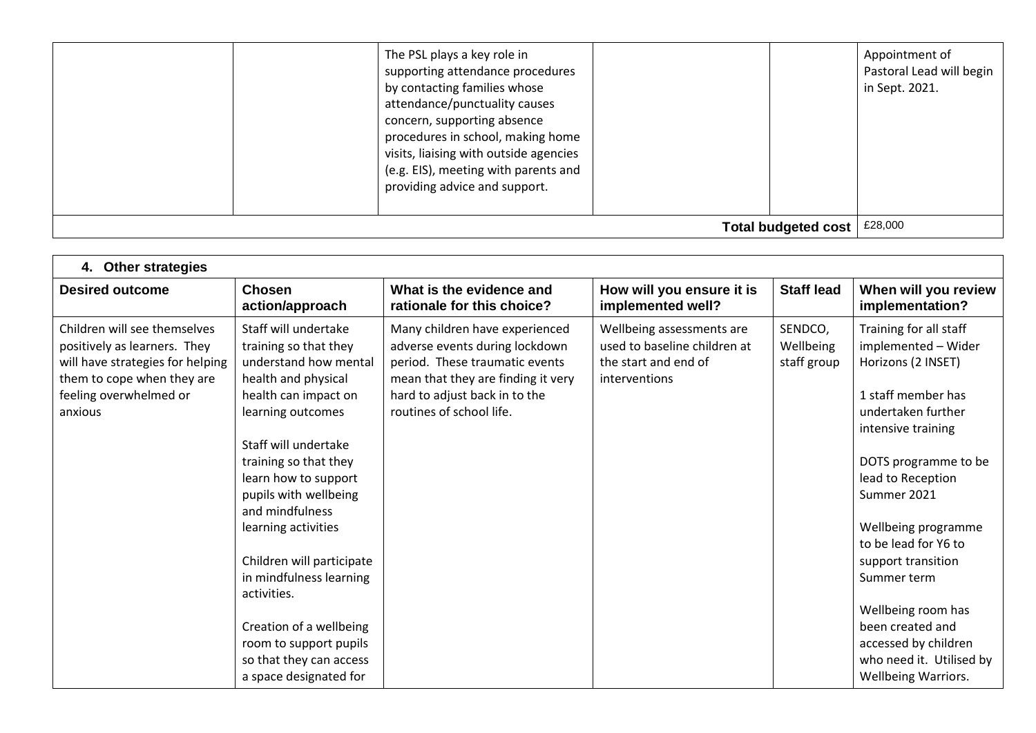|  |  | The PSL plays a key role in supporting attendance procedures by contacting families whose attendance/punctuality causes concern, supporting absence procedures in school, making home visits, liaising with outside agencies (e.g. EIS), meeting with parents and providing advice and support. |  |  | Appointment of Pastoral Lead will begin in Sept. 2021. |
|---|---|---|---|---|---|
|  |  |  |  | **Total budgeted cost** | £28,000 |

| **4. Other strategies** | | | | | |
|---|---|---|---|---|---|
| **Desired outcome** | **Chosen action/approach** | **What is the evidence and rationale for this choice?** | **How will you ensure it is implemented well?** | **Staff lead** | **When will you review implementation?** |
| Children will see themselves positively as learners. They will have strategies for helping them to cope when they are feeling overwhelmed or anxious | Staff will undertake training so that they understand how mental health and physical health can impact on learning outcomes<br><br>Staff will undertake training so that they learn how to support pupils with wellbeing and mindfulness learning activities<br><br>Children will participate in mindfulness learning activities.<br><br>Creation of a wellbeing room to support pupils so that they can access a space designated for | Many children have experienced adverse events during lockdown period. These traumatic events mean that they are finding it very hard to adjust back in to the routines of school life. | Wellbeing assessments are used to baseline children at the start and end of interventions | SENDCO, Wellbeing staff group | Training for all staff implemented – Wider Horizons (2 INSET)<br><br>1 staff member has undertaken further intensive training<br><br>DOTS programme to be lead to Reception Summer 2021<br><br>Wellbeing programme to be lead for Y6 to support transition Summer term<br><br>Wellbeing room has been created and accessed by children who need it. Utilised by Wellbeing Warriors. |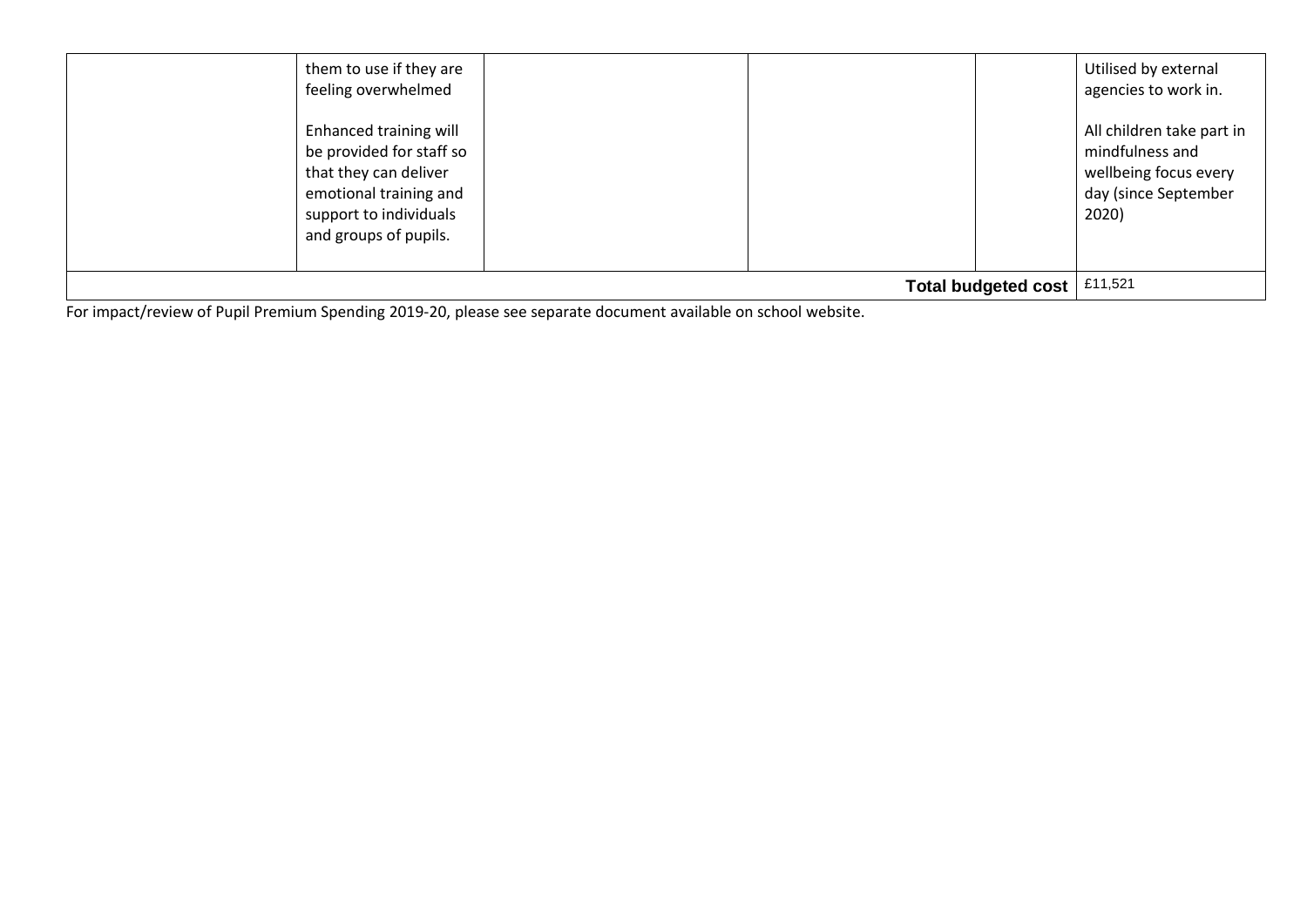| | | | | | |
|---|---|---|---|---|---|
| | them to use if they are feeling overwhelmed<br><br>Enhanced training will be provided for staff so that they can deliver emotional training and support to individuals and groups of pupils. | | | | Utilised by external agencies to work in.<br><br>All children take part in mindfulness and wellbeing focus every day (since September 2020) |
| | | | | **Total budgeted cost** | £11,521 |

For impact/review of Pupil Premium Spending 2019-20, please see separate document available on school website.